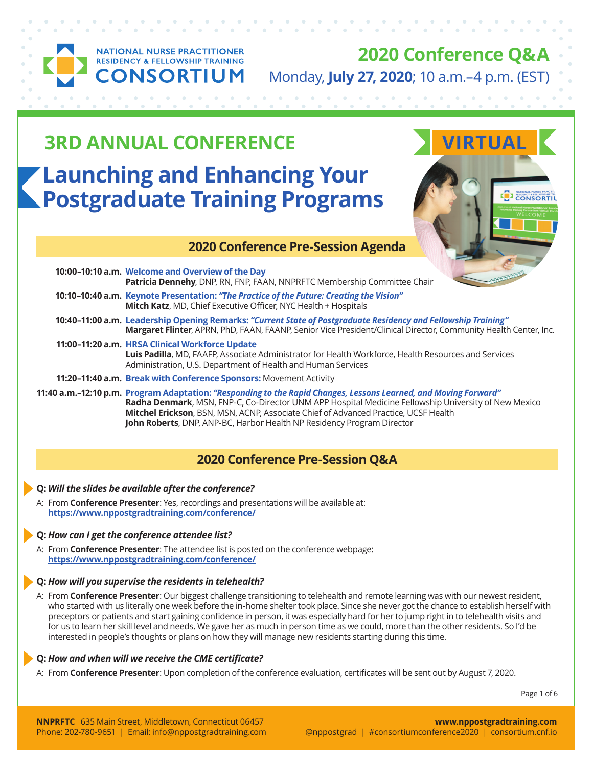NATIONAL NURSE PRACTITIONER RESIDENCY & FELLOWSHIP TRAINING CONSORTIUM

# 2020 Conference Q&A

Monday, **July 27, 2020**; 10 a.m.–4 p.m. (EST)

## 3RD ANNUAL CONFERENCE

VIRTUAL

# Launching and Enhancing Your Postgraduate Training Programs

## 2020 Conference Pre-Session Agenda

**10:00–10:10 a.m.** Welcome and Overview of the Day
**Patricia Dennehy**, DNP, RN, FNP, FAAN, NNPRFTC Membership Committee Chair

**10:10–10:40 a.m.** Keynote Presentation: ***"The Practice of the Future: Creating the Vision"***
**Mitch Katz**, MD, Chief Executive Officer, NYC Health + Hospitals

**10:40–11:00 a.m.** Leadership Opening Remarks: ***"Current State of Postgraduate Residency and Fellowship Training"***
**Margaret Flinter**, APRN, PhD, FAAN, FAANP, Senior Vice President/Clinical Director, Community Health Center, Inc.

**11:00–11:20 a.m.** HRSA Clinical Workforce Update
**Luis Padilla**, MD, FAAFP, Associate Administrator for Health Workforce, Health Resources and Services Administration, U.S. Department of Health and Human Services

**11:20–11:40 a.m.** Break with Conference Sponsors: Movement Activity

**11:40 a.m.–12:10 p.m.** Program Adaptation: ***"Responding to the Rapid Changes, Lessons Learned, and Moving Forward"***
**Radha Denmark**, MSN, FNP-C, Co-Director UNM APP Hospital Medicine Fellowship University of New Mexico
**Mitchel Erickson**, BSN, MSN, ACNP, Associate Chief of Advanced Practice, UCSF Health
**John Roberts**, DNP, ANP-BC, Harbor Health NP Residency Program Director

## 2020 Conference Pre-Session Q&A

**Q: *Will the slides be available after the conference?***

A: From **Conference Presenter**: Yes, recordings and presentations will be available at: **https://www.nppostgradtraining.com/conference/**

**Q: *How can I get the conference attendee list?***

A: From **Conference Presenter**: The attendee list is posted on the conference webpage: **https://www.nppostgradtraining.com/conference/**

**Q: *How will you supervise the residents in telehealth?***

A: From **Conference Presenter**: Our biggest challenge transitioning to telehealth and remote learning was with our newest resident, who started with us literally one week before the in-home shelter took place. Since she never got the chance to establish herself with preceptors or patients and start gaining confidence in person, it was especially hard for her to jump right in to telehealth visits and for us to learn her skill level and needs. We gave her as much in person time as we could, more than the other residents. So I'd be interested in people's thoughts or plans on how they will manage new residents starting during this time.

**Q: *How and when will we receive the CME certificate?***

A: From **Conference Presenter**: Upon completion of the conference evaluation, certificates will be sent out by August 7, 2020.

**NNPRFTC** 635 Main Street, Middletown, Connecticut 06457
Phone: 202-780-9651 | Email: info@nppostgradtraining.com

**www.nppostgradtraining.com**
@nppostgrad | #consortiumconference2020 | consortium.cnf.io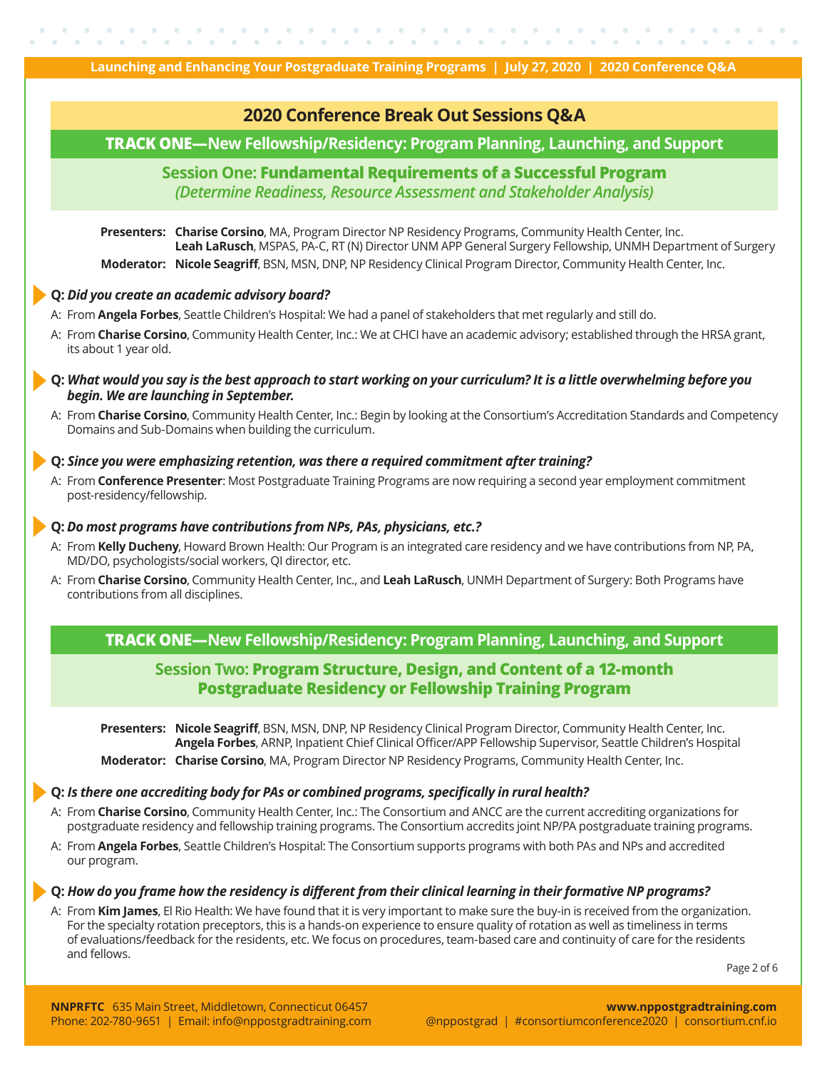# 2020 Conference Break Out Sessions Q&A

## TRACK ONE—New Fellowship/Residency: Program Planning, Launching, and Support

### Session One: Fundamental Requirements of a Successful Program

*(Determine Readiness, Resource Assessment and Stakeholder Analysis)*

**Presenters:** **Charise Corsino**, MA, Program Director NP Residency Programs, Community Health Center, Inc.
**Leah LaRusch**, MSPAS, PA-C, RT (N) Director UNM APP General Surgery Fellowship, UNMH Department of Surgery

**Moderator:** **Nicole Seagriff**, BSN, MSN, DNP, NP Residency Clinical Program Director, Community Health Center, Inc.

**Q:** ***Did you create an academic advisory board?***

A: From **Angela Forbes**, Seattle Children's Hospital: We had a panel of stakeholders that met regularly and still do.

A: From **Charise Corsino**, Community Health Center, Inc.: We at CHCI have an academic advisory; established through the HRSA grant, its about 1 year old.

**Q:** ***What would you say is the best approach to start working on your curriculum? It is a little overwhelming before you begin. We are launching in September.***

A: From **Charise Corsino**, Community Health Center, Inc.: Begin by looking at the Consortium's Accreditation Standards and Competency Domains and Sub-Domains when building the curriculum.

**Q:** ***Since you were emphasizing retention, was there a required commitment after training?***

A: From **Conference Presenter**: Most Postgraduate Training Programs are now requiring a second year employment commitment post-residency/fellowship.

**Q:** ***Do most programs have contributions from NPs, PAs, physicians, etc.?***

A: From **Kelly Ducheny**, Howard Brown Health: Our Program is an integrated care residency and we have contributions from NP, PA, MD/DO, psychologists/social workers, QI director, etc.

A: From **Charise Corsino**, Community Health Center, Inc., and **Leah LaRusch**, UNMH Department of Surgery: Both Programs have contributions from all disciplines.

## TRACK ONE—New Fellowship/Residency: Program Planning, Launching, and Support

### Session Two: Program Structure, Design, and Content of a 12-month Postgraduate Residency or Fellowship Training Program

**Presenters:** **Nicole Seagriff**, BSN, MSN, DNP, NP Residency Clinical Program Director, Community Health Center, Inc.
**Angela Forbes**, ARNP, Inpatient Chief Clinical Officer/APP Fellowship Supervisor, Seattle Children's Hospital

**Moderator:** **Charise Corsino**, MA, Program Director NP Residency Programs, Community Health Center, Inc.

**Q:** ***Is there one accrediting body for PAs or combined programs, specifically in rural health?***

A: From **Charise Corsino**, Community Health Center, Inc.: The Consortium and ANCC are the current accrediting organizations for postgraduate residency and fellowship training programs. The Consortium accredits joint NP/PA postgraduate training programs.

A: From **Angela Forbes**, Seattle Children's Hospital: The Consortium supports programs with both PAs and NPs and accredited our program.

**Q:** ***How do you frame how the residency is different from their clinical learning in their formative NP programs?***

A: From **Kim James**, El Rio Health: We have found that it is very important to make sure the buy-in is received from the organization. For the specialty rotation preceptors, this is a hands-on experience to ensure quality of rotation as well as timeliness in terms of evaluations/feedback for the residents, etc. We focus on procedures, team-based care and continuity of care for the residents and fellows.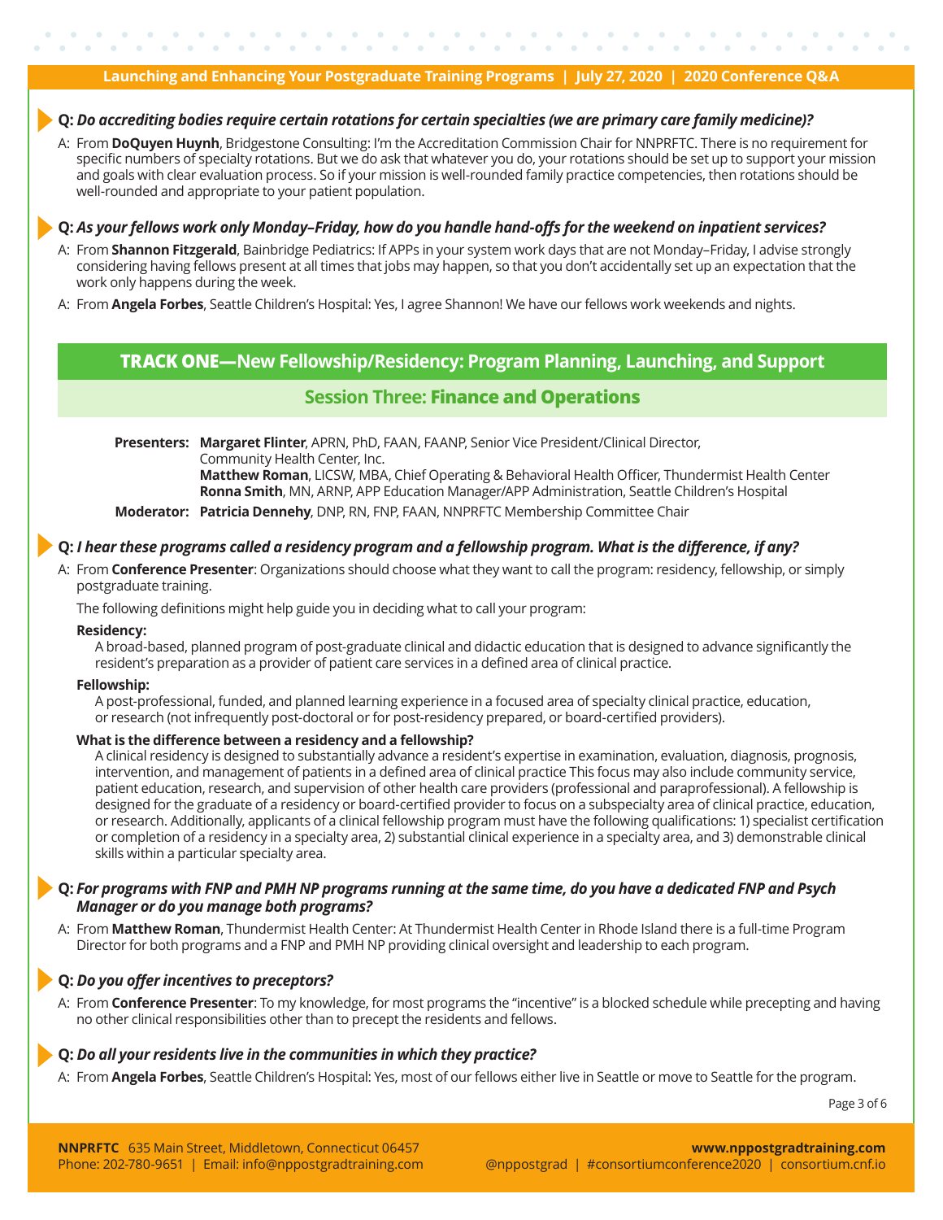**Q:** ***Do accrediting bodies require certain rotations for certain specialties (we are primary care family medicine)?***

A: From **DoQuyen Huynh**, Bridgestone Consulting: I'm the Accreditation Commission Chair for NNPRFTC. There is no requirement for specific numbers of specialty rotations. But we do ask that whatever you do, your rotations should be set up to support your mission and goals with clear evaluation process. So if your mission is well-rounded family practice competencies, then rotations should be well-rounded and appropriate to your patient population.

**Q:** ***As your fellows work only Monday–Friday, how do you handle hand-offs for the weekend on inpatient services?***

A: From **Shannon Fitzgerald**, Bainbridge Pediatrics: If APPs in your system work days that are not Monday–Friday, I advise strongly considering having fellows present at all times that jobs may happen, so that you don't accidentally set up an expectation that the work only happens during the week.

A: From **Angela Forbes**, Seattle Children's Hospital: Yes, I agree Shannon! We have our fellows work weekends and nights.

## TRACK ONE—New Fellowship/Residency: Program Planning, Launching, and Support

### Session Three: Finance and Operations

**Presenters:** **Margaret Flinter**, APRN, PhD, FAAN, FAANP, Senior Vice President/Clinical Director, Community Health Center, Inc.
**Matthew Roman**, LICSW, MBA, Chief Operating & Behavioral Health Officer, Thundermist Health Center
**Ronna Smith**, MN, ARNP, APP Education Manager/APP Administration, Seattle Children's Hospital

**Moderator:** **Patricia Dennehy**, DNP, RN, FNP, FAAN, NNPRFTC Membership Committee Chair

**Q:** ***I hear these programs called a residency program and a fellowship program. What is the difference, if any?***

A: From **Conference Presenter**: Organizations should choose what they want to call the program: residency, fellowship, or simply postgraduate training.

The following definitions might help guide you in deciding what to call your program:

**Residency:**

A broad-based, planned program of post-graduate clinical and didactic education that is designed to advance significantly the resident's preparation as a provider of patient care services in a defined area of clinical practice.

**Fellowship:**

A post-professional, funded, and planned learning experience in a focused area of specialty clinical practice, education, or research (not infrequently post-doctoral or for post-residency prepared, or board-certified providers).

**What is the difference between a residency and a fellowship?**

A clinical residency is designed to substantially advance a resident's expertise in examination, evaluation, diagnosis, prognosis, intervention, and management of patients in a defined area of clinical practice This focus may also include community service, patient education, research, and supervision of other health care providers (professional and paraprofessional). A fellowship is designed for the graduate of a residency or board-certified provider to focus on a subspecialty area of clinical practice, education, or research. Additionally, applicants of a clinical fellowship program must have the following qualifications: 1) specialist certification or completion of a residency in a specialty area, 2) substantial clinical experience in a specialty area, and 3) demonstrable clinical skills within a particular specialty area.

**Q:** ***For programs with FNP and PMH NP programs running at the same time, do you have a dedicated FNP and Psych Manager or do you manage both programs?***

A: From **Matthew Roman**, Thundermist Health Center: At Thundermist Health Center in Rhode Island there is a full-time Program Director for both programs and a FNP and PMH NP providing clinical oversight and leadership to each program.

**Q:** ***Do you offer incentives to preceptors?***

A: From **Conference Presenter**: To my knowledge, for most programs the "incentive" is a blocked schedule while precepting and having no other clinical responsibilities other than to precept the residents and fellows.

**Q:** ***Do all your residents live in the communities in which they practice?***

A: From **Angela Forbes**, Seattle Children's Hospital: Yes, most of our fellows either live in Seattle or move to Seattle for the program.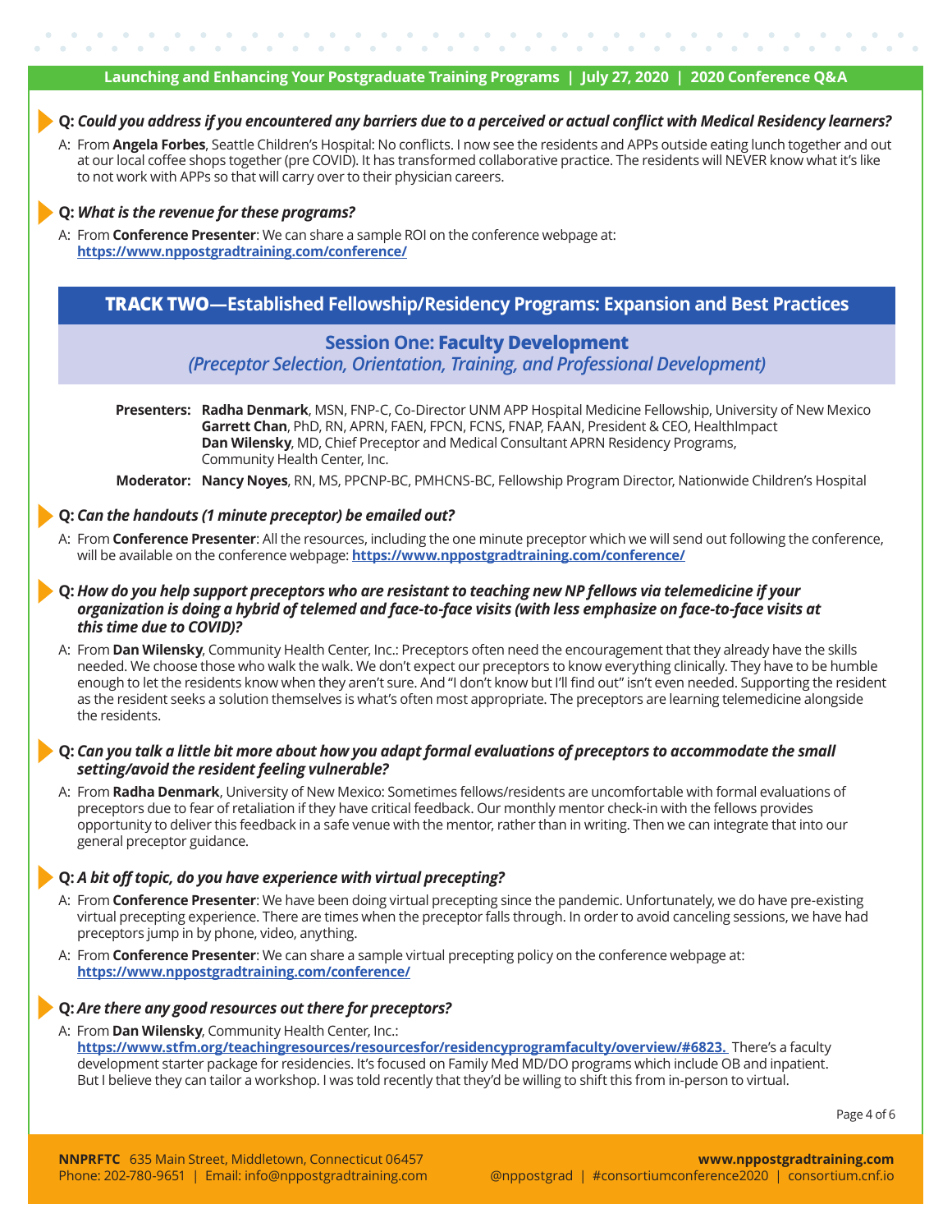**Q:** ***Could you address if you encountered any barriers due to a perceived or actual conflict with Medical Residency learners?***

A: From **Angela Forbes**, Seattle Children's Hospital: No conflicts. I now see the residents and APPs outside eating lunch together and out at our local coffee shops together (pre COVID). It has transformed collaborative practice. The residents will NEVER know what it's like to not work with APPs so that will carry over to their physician careers.

**Q:** ***What is the revenue for these programs?***

A: From **Conference Presenter**: We can share a sample ROI on the conference webpage at: **https://www.nppostgradtraining.com/conference/**

## TRACK TWO—Established Fellowship/Residency Programs: Expansion and Best Practices

### Session One: Faculty Development

*(Preceptor Selection, Orientation, Training, and Professional Development)*

**Presenters:** **Radha Denmark**, MSN, FNP-C, Co-Director UNM APP Hospital Medicine Fellowship, University of New Mexico
**Garrett Chan**, PhD, RN, APRN, FAEN, FPCN, FCNS, FNAP, FAAN, President & CEO, HealthImpact
**Dan Wilensky**, MD, Chief Preceptor and Medical Consultant APRN Residency Programs, Community Health Center, Inc.

**Moderator:** **Nancy Noyes**, RN, MS, PPCNP-BC, PMHCNS-BC, Fellowship Program Director, Nationwide Children's Hospital

**Q:** ***Can the handouts (1 minute preceptor) be emailed out?***

A: From **Conference Presenter**: All the resources, including the one minute preceptor which we will send out following the conference, will be available on the conference webpage: **https://www.nppostgradtraining.com/conference/**

**Q:** ***How do you help support preceptors who are resistant to teaching new NP fellows via telemedicine if your organization is doing a hybrid of telemed and face-to-face visits (with less emphasize on face-to-face visits at this time due to COVID)?***

A: From **Dan Wilensky**, Community Health Center, Inc.: Preceptors often need the encouragement that they already have the skills needed. We choose those who walk the walk. We don't expect our preceptors to know everything clinically. They have to be humble enough to let the residents know when they aren't sure. And "I don't know but I'll find out" isn't even needed. Supporting the resident as the resident seeks a solution themselves is what's often most appropriate. The preceptors are learning telemedicine alongside the residents.

**Q:** ***Can you talk a little bit more about how you adapt formal evaluations of preceptors to accommodate the small setting/avoid the resident feeling vulnerable?***

A: From **Radha Denmark**, University of New Mexico: Sometimes fellows/residents are uncomfortable with formal evaluations of preceptors due to fear of retaliation if they have critical feedback. Our monthly mentor check-in with the fellows provides opportunity to deliver this feedback in a safe venue with the mentor, rather than in writing. Then we can integrate that into our general preceptor guidance.

**Q:** ***A bit off topic, do you have experience with virtual precepting?***

A: From **Conference Presenter**: We have been doing virtual precepting since the pandemic. Unfortunately, we do have pre-existing virtual precepting experience. There are times when the preceptor falls through. In order to avoid canceling sessions, we have had preceptors jump in by phone, video, anything.

A: From **Conference Presenter**: We can share a sample virtual precepting policy on the conference webpage at: **https://www.nppostgradtraining.com/conference/**

**Q:** ***Are there any good resources out there for preceptors?***

A: From **Dan Wilensky**, Community Health Center, Inc.: **https://www.stfm.org/teachingresources/resourcesfor/residencyprogramfaculty/overview/#6823.** There's a faculty development starter package for residencies. It's focused on Family Med MD/DO programs which include OB and inpatient. But I believe they can tailor a workshop. I was told recently that they'd be willing to shift this from in-person to virtual.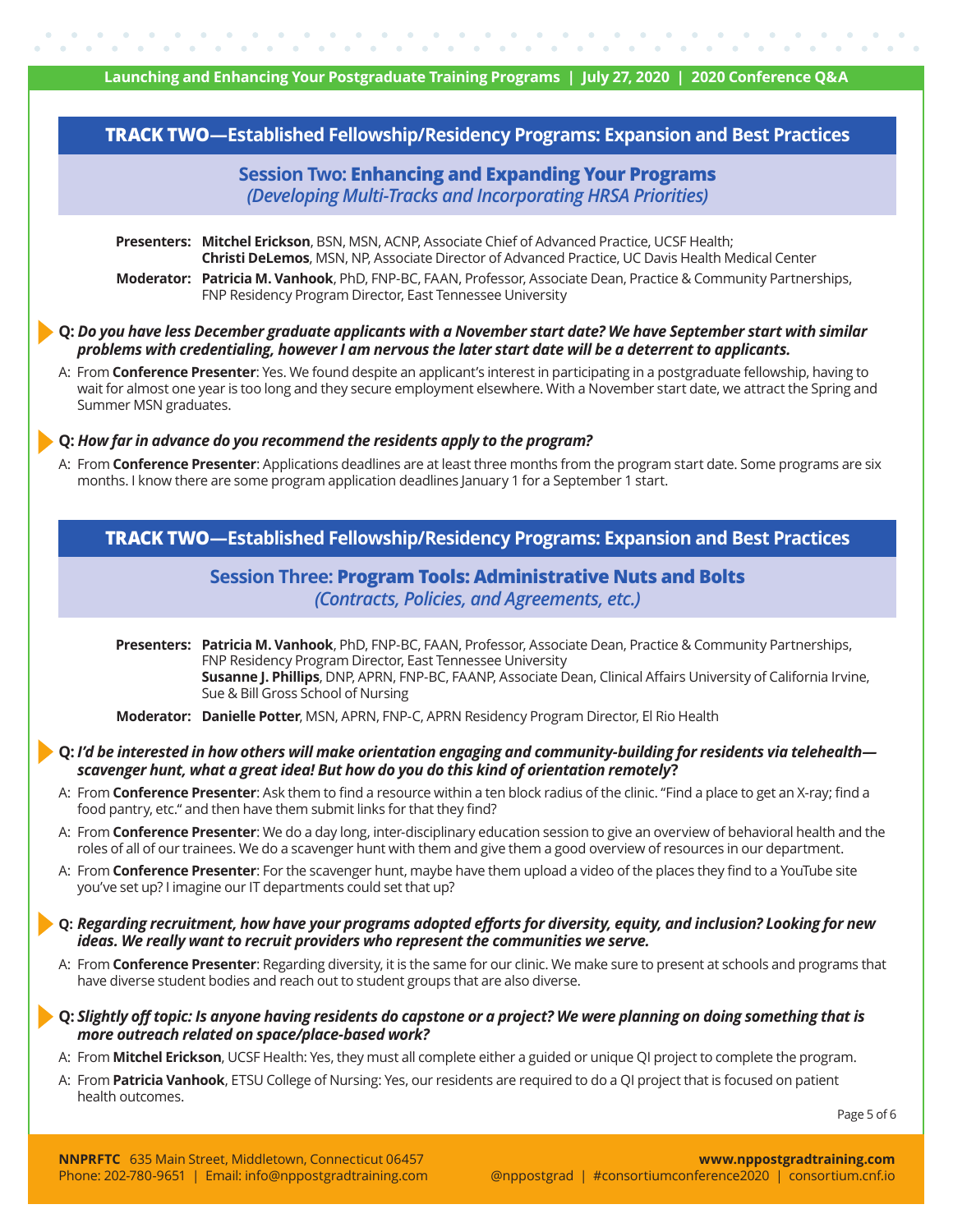## TRACK TWO—Established Fellowship/Residency Programs: Expansion and Best Practices

### Session Two: Enhancing and Expanding Your Programs
*(Developing Multi-Tracks and Incorporating HRSA Priorities)*

**Presenters:** **Mitchel Erickson**, BSN, MSN, ACNP, Associate Chief of Advanced Practice, UCSF Health; **Christi DeLemos**, MSN, NP, Associate Director of Advanced Practice, UC Davis Health Medical Center

**Moderator:** **Patricia M. Vanhook**, PhD, FNP-BC, FAAN, Professor, Associate Dean, Practice & Community Partnerships, FNP Residency Program Director, East Tennessee University

**Q:** ***Do you have less December graduate applicants with a November start date? We have September start with similar problems with credentialing, however I am nervous the later start date will be a deterrent to applicants.***

A: From **Conference Presenter**: Yes. We found despite an applicant's interest in participating in a postgraduate fellowship, having to wait for almost one year is too long and they secure employment elsewhere. With a November start date, we attract the Spring and Summer MSN graduates.

**Q:** ***How far in advance do you recommend the residents apply to the program?***

A: From **Conference Presenter**: Applications deadlines are at least three months from the program start date. Some programs are six months. I know there are some program application deadlines January 1 for a September 1 start.

## TRACK TWO—Established Fellowship/Residency Programs: Expansion and Best Practices

### Session Three: Program Tools: Administrative Nuts and Bolts
*(Contracts, Policies, and Agreements, etc.)*

**Presenters:** **Patricia M. Vanhook**, PhD, FNP-BC, FAAN, Professor, Associate Dean, Practice & Community Partnerships, FNP Residency Program Director, East Tennessee University
**Susanne J. Phillips**, DNP, APRN, FNP-BC, FAANP, Associate Dean, Clinical Affairs University of California Irvine, Sue & Bill Gross School of Nursing

**Moderator:** **Danielle Potter**, MSN, APRN, FNP-C, APRN Residency Program Director, El Rio Health

**Q:** ***I'd be interested in how others will make orientation engaging and community-building for residents via telehealth—scavenger hunt, what a great idea! But how do you do this kind of orientation remotely?***

A: From **Conference Presenter**: Ask them to find a resource within a ten block radius of the clinic. "Find a place to get an X-ray; find a food pantry, etc." and then have them submit links for that they find?

A: From **Conference Presenter**: We do a day long, inter-disciplinary education session to give an overview of behavioral health and the roles of all of our trainees. We do a scavenger hunt with them and give them a good overview of resources in our department.

A: From **Conference Presenter**: For the scavenger hunt, maybe have them upload a video of the places they find to a YouTube site you've set up? I imagine our IT departments could set that up?

**Q:** ***Regarding recruitment, how have your programs adopted efforts for diversity, equity, and inclusion? Looking for new ideas. We really want to recruit providers who represent the communities we serve.***

A: From **Conference Presenter**: Regarding diversity, it is the same for our clinic. We make sure to present at schools and programs that have diverse student bodies and reach out to student groups that are also diverse.

**Q:** ***Slightly off topic: Is anyone having residents do capstone or a project? We were planning on doing something that is more outreach related on space/place-based work?***

A: From **Mitchel Erickson**, UCSF Health: Yes, they must all complete either a guided or unique QI project to complete the program.

A: From **Patricia Vanhook**, ETSU College of Nursing: Yes, our residents are required to do a QI project that is focused on patient health outcomes.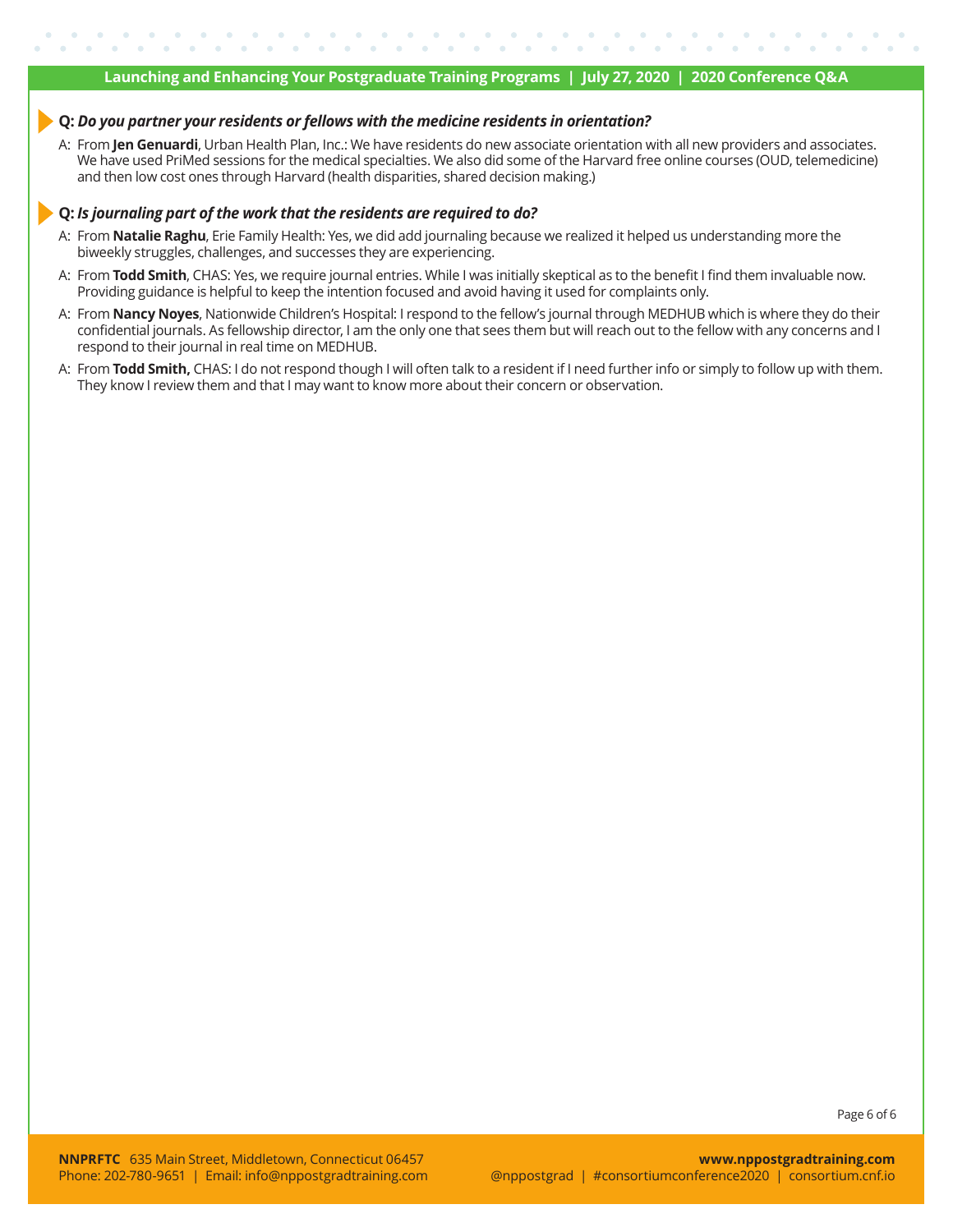**Q:** ***Do you partner your residents or fellows with the medicine residents in orientation?***

A: From **Jen Genuardi**, Urban Health Plan, Inc.: We have residents do new associate orientation with all new providers and associates. We have used PriMed sessions for the medical specialties. We also did some of the Harvard free online courses (OUD, telemedicine) and then low cost ones through Harvard (health disparities, shared decision making.)

**Q:** ***Is journaling part of the work that the residents are required to do?***

A: From **Natalie Raghu**, Erie Family Health: Yes, we did add journaling because we realized it helped us understanding more the biweekly struggles, challenges, and successes they are experiencing.

A: From **Todd Smith**, CHAS: Yes, we require journal entries. While I was initially skeptical as to the benefit I find them invaluable now. Providing guidance is helpful to keep the intention focused and avoid having it used for complaints only.

A: From **Nancy Noyes**, Nationwide Children's Hospital: I respond to the fellow's journal through MEDHUB which is where they do their confidential journals. As fellowship director, I am the only one that sees them but will reach out to the fellow with any concerns and I respond to their journal in real time on MEDHUB.

A: From **Todd Smith,** CHAS: I do not respond though I will often talk to a resident if I need further info or simply to follow up with them. They know I review them and that I may want to know more about their concern or observation.